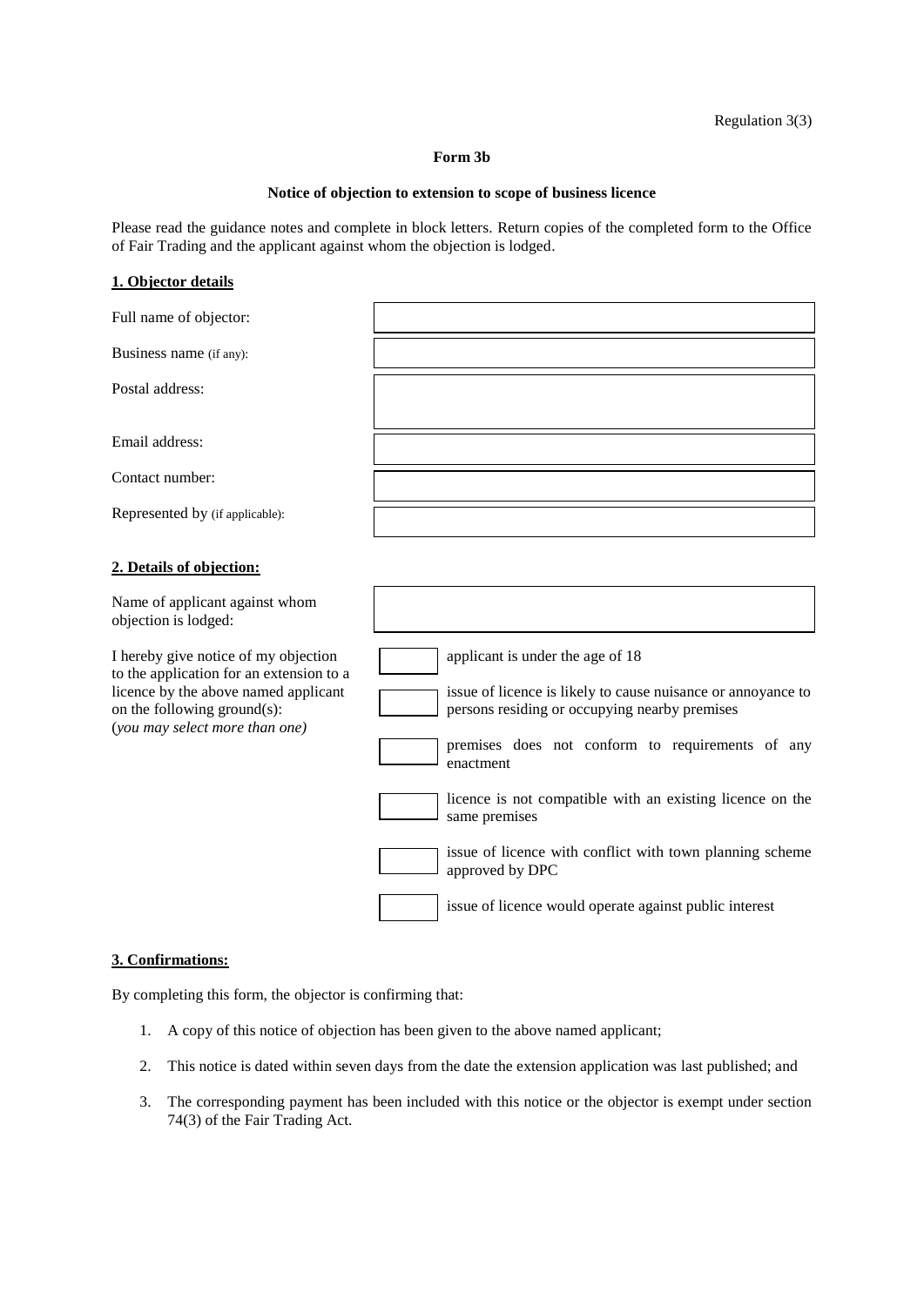Regulation 3(3)

**Form 3b**

**Notice of objection to extension to scope of business licence**

Please read the guidance notes and complete in block letters. Return copies of the completed form to the Office of Fair Trading and the applicant against whom the objection is lodged.

## 1. Objector details

| | |
|---|---|
| Full name of objector: | |
| Business name (if any): | |
| Postal address: | |
| Email address: | |
| Contact number: | |
| Represented by (if applicable): | |

## 2. Details of objection:

| | |
|---|---|
| Name of applicant against whom objection is lodged: | |

I hereby give notice of my objection to the application for an extension to a licence by the above named applicant on the following ground(s):
(*you may select more than one)*

- [ ] applicant is under the age of 18
- [ ] issue of licence is likely to cause nuisance or annoyance to persons residing or occupying nearby premises
- [ ] premises does not conform to requirements of any enactment
- [ ] licence is not compatible with an existing licence on the same premises
- [ ] issue of licence with conflict with town planning scheme approved by DPC
- [ ] issue of licence would operate against public interest

## 3. Confirmations:

By completing this form, the objector is confirming that:

1. A copy of this notice of objection has been given to the above named applicant;
2. This notice is dated within seven days from the date the extension application was last published; and
3. The corresponding payment has been included with this notice or the objector is exempt under section 74(3) of the Fair Trading Act.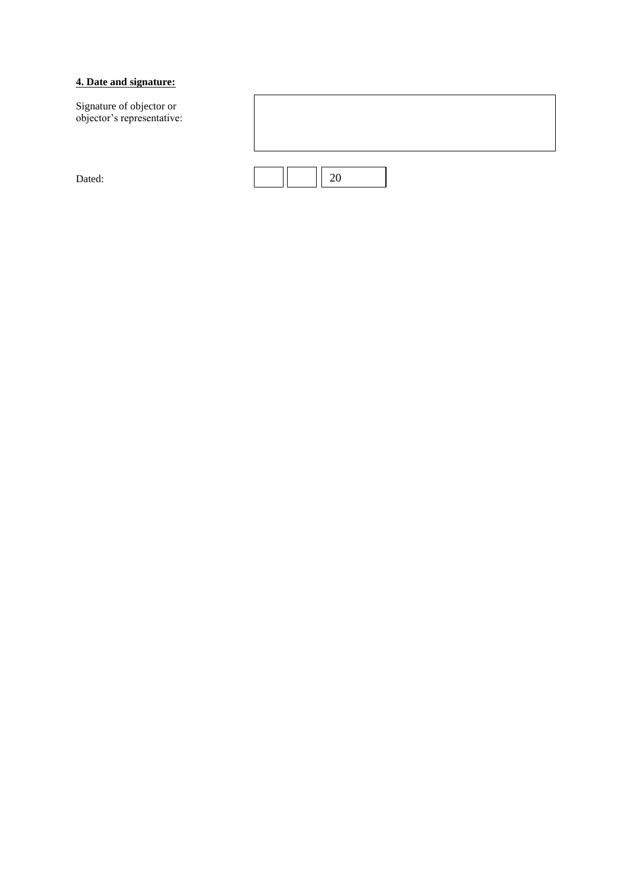**4. Date and signature:**

Signature of objector or objector's representative:

Dated: 20